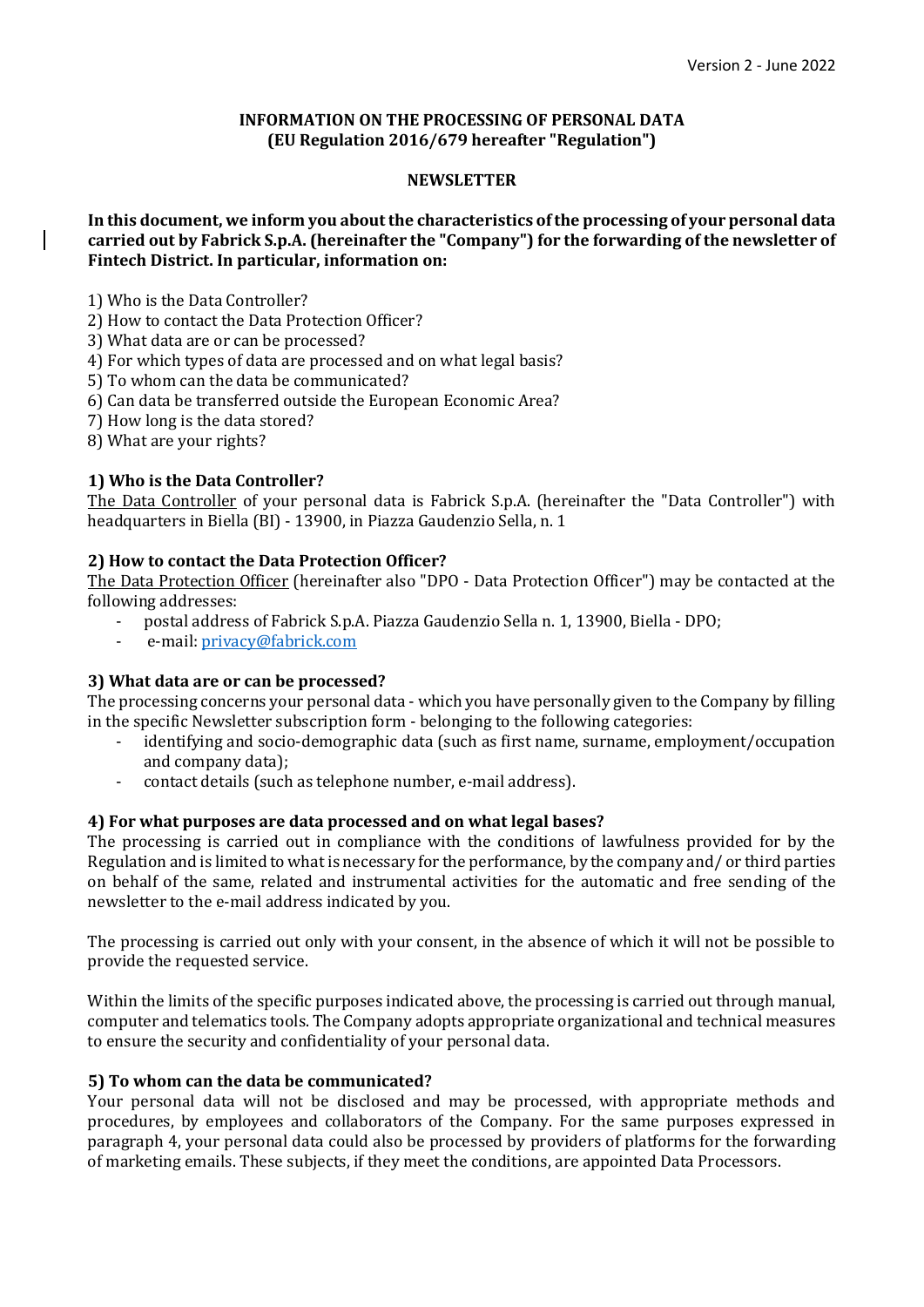Version 2 - June 2022

**INFORMATION ON THE PROCESSING OF PERSONAL DATA**
**(EU Regulation 2016/679 hereafter "Regulation")**

**NEWSLETTER**

**In this document, we inform you about the characteristics of the processing of your personal data carried out by Fabrick S.p.A. (hereinafter the "Company") for the forwarding of the newsletter of Fintech District. In particular, information on:**

1) Who is the Data Controller?
2) How to contact the Data Protection Officer?
3) What data are or can be processed?
4) For which types of data are processed and on what legal basis?
5) To whom can the data be communicated?
6) Can data be transferred outside the European Economic Area?
7) How long is the data stored?
8) What are your rights?

### 1) Who is the Data Controller?

The Data Controller of your personal data is Fabrick S.p.A. (hereinafter the "Data Controller") with headquarters in Biella (BI) - 13900, in Piazza Gaudenzio Sella, n. 1

### 2) How to contact the Data Protection Officer?

The Data Protection Officer (hereinafter also "DPO - Data Protection Officer") may be contacted at the following addresses:

- postal address of Fabrick S.p.A. Piazza Gaudenzio Sella n. 1, 13900, Biella - DPO;
- e-mail: privacy@fabrick.com

### 3) What data are or can be processed?

The processing concerns your personal data - which you have personally given to the Company by filling in the specific Newsletter subscription form - belonging to the following categories:

- identifying and socio-demographic data (such as first name, surname, employment/occupation and company data);
- contact details (such as telephone number, e-mail address).

### 4) For what purposes are data processed and on what legal bases?

The processing is carried out in compliance with the conditions of lawfulness provided for by the Regulation and is limited to what is necessary for the performance, by the company and/ or third parties on behalf of the same, related and instrumental activities for the automatic and free sending of the newsletter to the e-mail address indicated by you.

The processing is carried out only with your consent, in the absence of which it will not be possible to provide the requested service.

Within the limits of the specific purposes indicated above, the processing is carried out through manual, computer and telematics tools. The Company adopts appropriate organizational and technical measures to ensure the security and confidentiality of your personal data.

### 5) To whom can the data be communicated?

Your personal data will not be disclosed and may be processed, with appropriate methods and procedures, by employees and collaborators of the Company. For the same purposes expressed in paragraph 4, your personal data could also be processed by providers of platforms for the forwarding of marketing emails. These subjects, if they meet the conditions, are appointed Data Processors.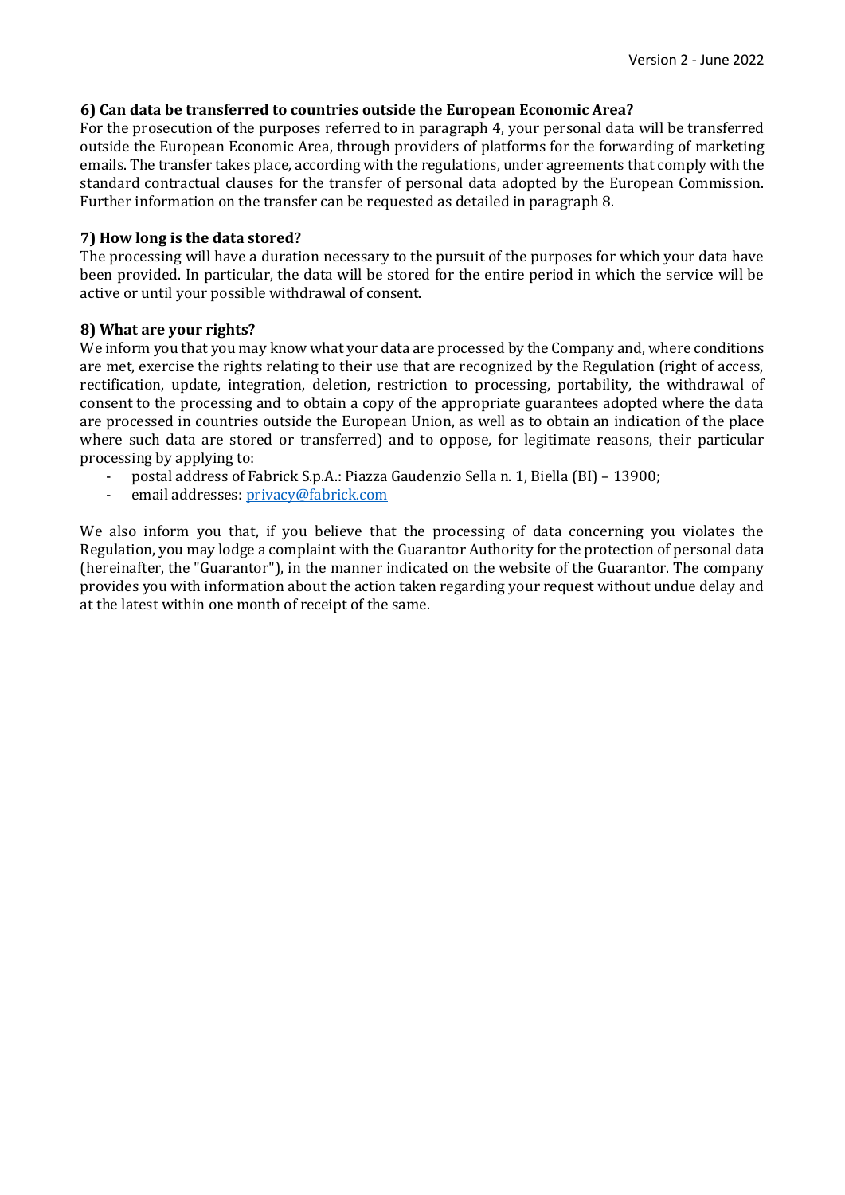### 6) Can data be transferred to countries outside the European Economic Area?

For the prosecution of the purposes referred to in paragraph 4, your personal data will be transferred outside the European Economic Area, through providers of platforms for the forwarding of marketing emails. The transfer takes place, according with the regulations, under agreements that comply with the standard contractual clauses for the transfer of personal data adopted by the European Commission. Further information on the transfer can be requested as detailed in paragraph 8.

### 7) How long is the data stored?

The processing will have a duration necessary to the pursuit of the purposes for which your data have been provided. In particular, the data will be stored for the entire period in which the service will be active or until your possible withdrawal of consent.

### 8) What are your rights?

We inform you that you may know what your data are processed by the Company and, where conditions are met, exercise the rights relating to their use that are recognized by the Regulation (right of access, rectification, update, integration, deletion, restriction to processing, portability, the withdrawal of consent to the processing and to obtain a copy of the appropriate guarantees adopted where the data are processed in countries outside the European Union, as well as to obtain an indication of the place where such data are stored or transferred) and to oppose, for legitimate reasons, their particular processing by applying to:

- postal address of Fabrick S.p.A.: Piazza Gaudenzio Sella n. 1, Biella (BI) – 13900;
- email addresses: privacy@fabrick.com

We also inform you that, if you believe that the processing of data concerning you violates the Regulation, you may lodge a complaint with the Guarantor Authority for the protection of personal data (hereinafter, the "Guarantor"), in the manner indicated on the website of the Guarantor. The company provides you with information about the action taken regarding your request without undue delay and at the latest within one month of receipt of the same.